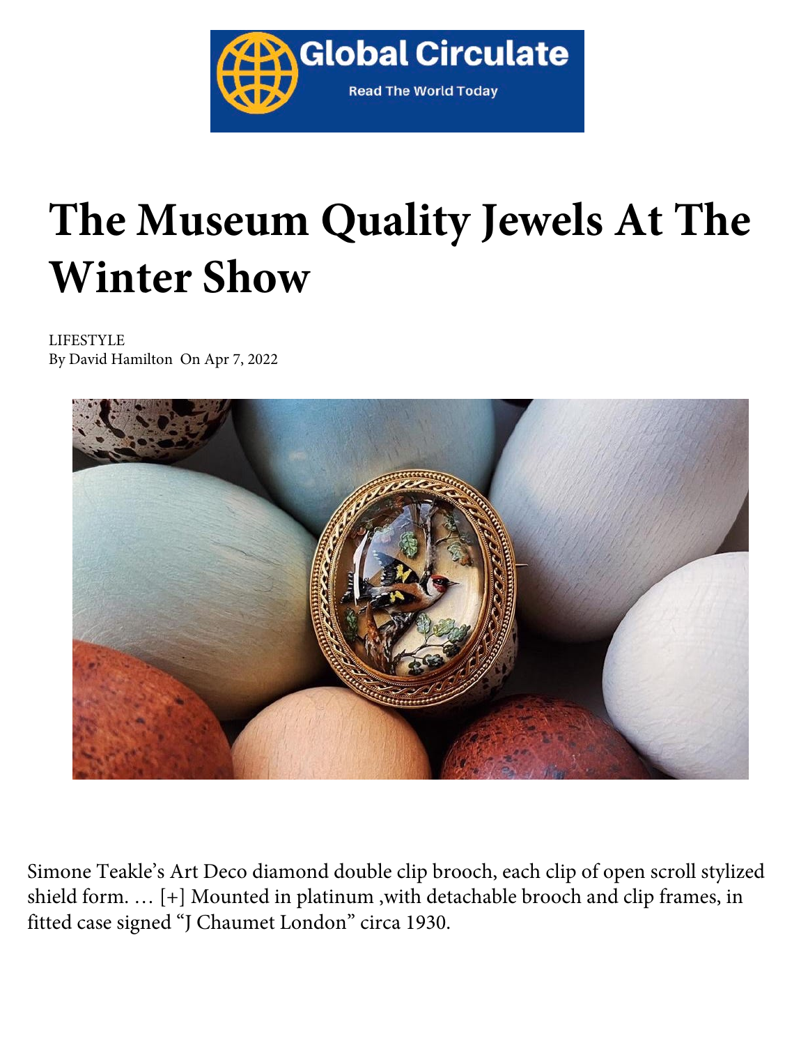Global Circulate
Read The World Today

# The Museum Quality Jewels At The Winter Show

LIFESTYLE
By David Hamilton On Apr 7, 2022

Simone Teakle's Art Deco diamond double clip brooch, each clip of open scroll stylized shield form. … [+] Mounted in platinum ,with detachable brooch and clip frames, in fitted case signed "J Chaumet London" circa 1930.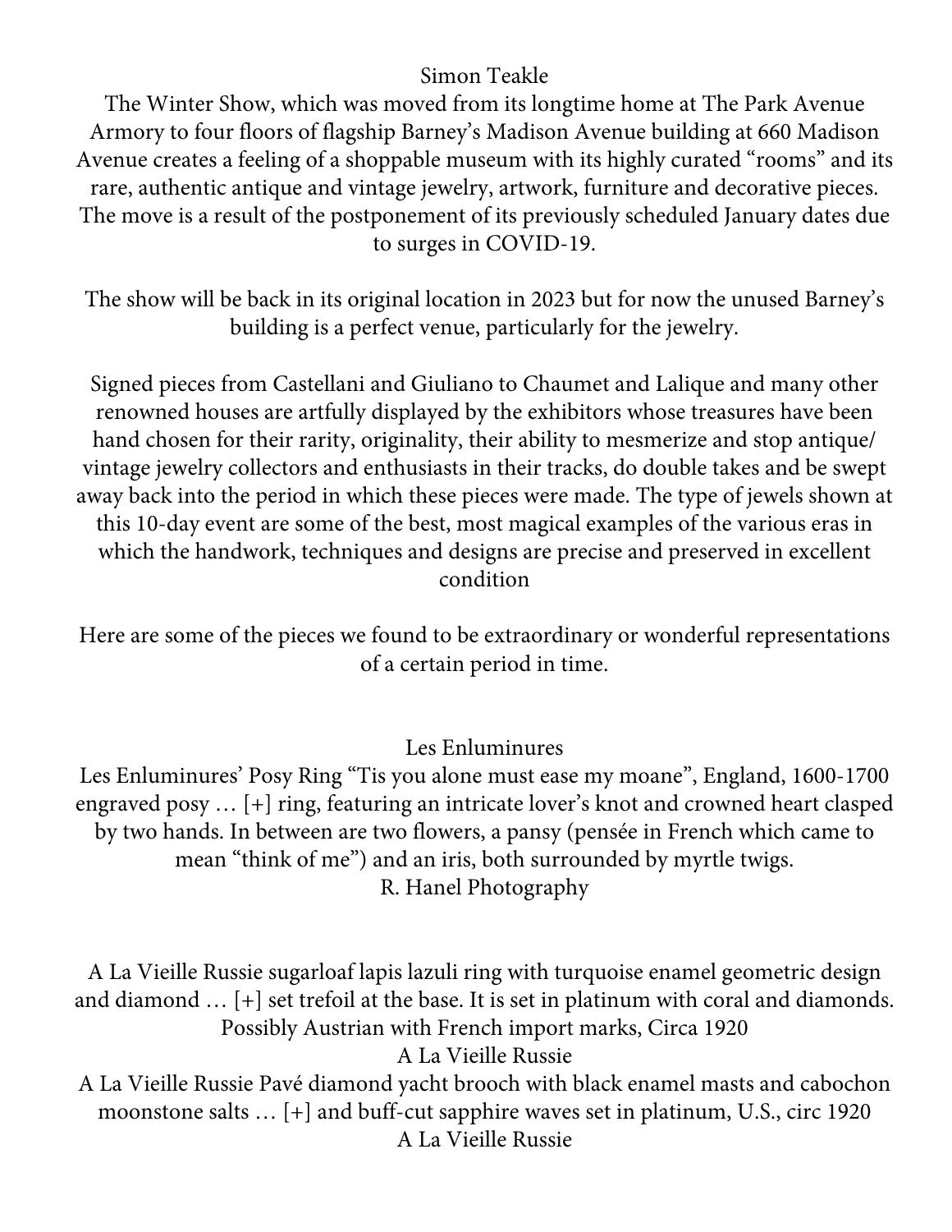Simon Teakle

The Winter Show, which was moved from its longtime home at The Park Avenue Armory to four floors of flagship Barney's Madison Avenue building at 660 Madison Avenue creates a feeling of a shoppable museum with its highly curated "rooms" and its rare, authentic antique and vintage jewelry, artwork, furniture and decorative pieces. The move is a result of the postponement of its previously scheduled January dates due to surges in COVID-19.

The show will be back in its original location in 2023 but for now the unused Barney's building is a perfect venue, particularly for the jewelry.

Signed pieces from Castellani and Giuliano to Chaumet and Lalique and many other renowned houses are artfully displayed by the exhibitors whose treasures have been hand chosen for their rarity, originality, their ability to mesmerize and stop antique/ vintage jewelry collectors and enthusiasts in their tracks, do double takes and be swept away back into the period in which these pieces were made. The type of jewels shown at this 10-day event are some of the best, most magical examples of the various eras in which the handwork, techniques and designs are precise and preserved in excellent condition

Here are some of the pieces we found to be extraordinary or wonderful representations of a certain period in time.

Les Enluminures

Les Enluminures' Posy Ring "Tis you alone must ease my moane", England, 1600-1700 engraved posy … [+] ring, featuring an intricate lover's knot and crowned heart clasped by two hands. In between are two flowers, a pansy (pensée in French which came to mean "think of me") and an iris, both surrounded by myrtle twigs.

R. Hanel Photography

A La Vieille Russie sugarloaf lapis lazuli ring with turquoise enamel geometric design and diamond … [+] set trefoil at the base. It is set in platinum with coral and diamonds. Possibly Austrian with French import marks, Circa 1920

A La Vieille Russie

A La Vieille Russie Pavé diamond yacht brooch with black enamel masts and cabochon moonstone salts … [+] and buff-cut sapphire waves set in platinum, U.S., circ 1920

A La Vieille Russie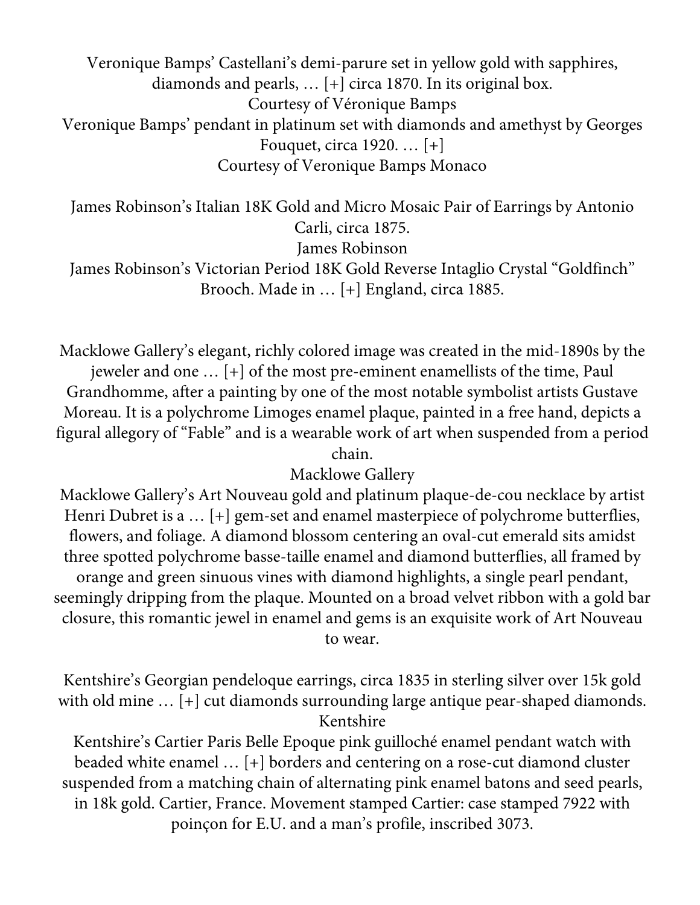Veronique Bamps' Castellani's demi-parure set in yellow gold with sapphires, diamonds and pearls, … [+] circa 1870. In its original box.

Courtesy of Véronique Bamps

Veronique Bamps' pendant in platinum set with diamonds and amethyst by Georges Fouquet, circa 1920. … [+]

Courtesy of Veronique Bamps Monaco

James Robinson's Italian 18K Gold and Micro Mosaic Pair of Earrings by Antonio Carli, circa 1875.

James Robinson

James Robinson's Victorian Period 18K Gold Reverse Intaglio Crystal "Goldfinch" Brooch. Made in … [+] England, circa 1885.

Macklowe Gallery's elegant, richly colored image was created in the mid-1890s by the jeweler and one … [+] of the most pre-eminent enamellists of the time, Paul Grandhomme, after a painting by one of the most notable symbolist artists Gustave Moreau. It is a polychrome Limoges enamel plaque, painted in a free hand, depicts a figural allegory of "Fable" and is a wearable work of art when suspended from a period chain.

Macklowe Gallery

Macklowe Gallery's Art Nouveau gold and platinum plaque-de-cou necklace by artist Henri Dubret is a … [+] gem-set and enamel masterpiece of polychrome butterflies, flowers, and foliage. A diamond blossom centering an oval-cut emerald sits amidst three spotted polychrome basse-taille enamel and diamond butterflies, all framed by orange and green sinuous vines with diamond highlights, a single pearl pendant, seemingly dripping from the plaque. Mounted on a broad velvet ribbon with a gold bar closure, this romantic jewel in enamel and gems is an exquisite work of Art Nouveau to wear.

Kentshire's Georgian pendeloque earrings, circa 1835 in sterling silver over 15k gold with old mine … [+] cut diamonds surrounding large antique pear-shaped diamonds.

Kentshire

Kentshire's Cartier Paris Belle Epoque pink guilloché enamel pendant watch with beaded white enamel … [+] borders and centering on a rose-cut diamond cluster suspended from a matching chain of alternating pink enamel batons and seed pearls, in 18k gold. Cartier, France. Movement stamped Cartier: case stamped 7922 with poinçon for E.U. and a man's profile, inscribed 3073.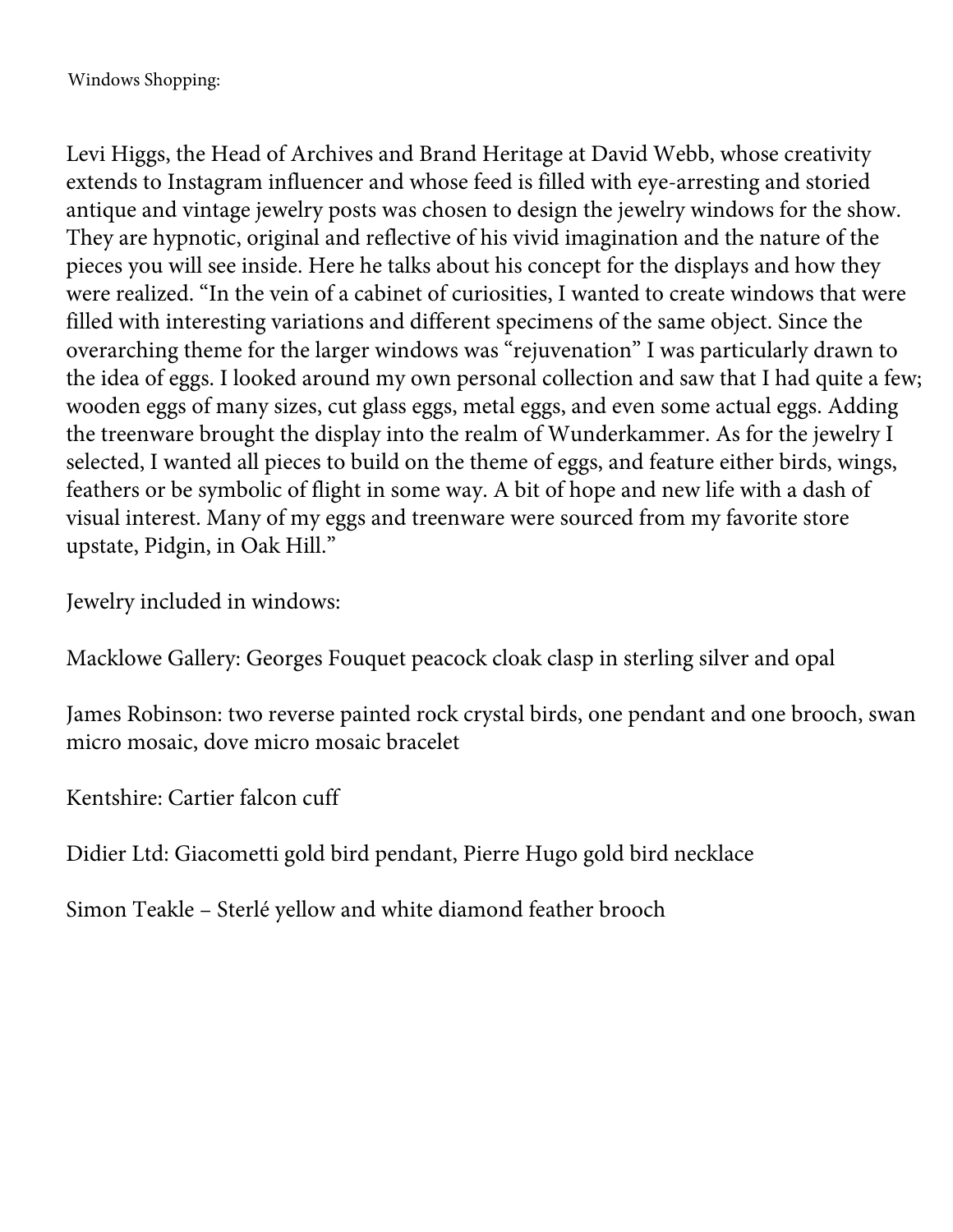Windows Shopping:

Levi Higgs, the Head of Archives and Brand Heritage at David Webb, whose creativity extends to Instagram influencer and whose feed is filled with eye-arresting and storied antique and vintage jewelry posts was chosen to design the jewelry windows for the show. They are hypnotic, original and reflective of his vivid imagination and the nature of the pieces you will see inside. Here he talks about his concept for the displays and how they were realized. "In the vein of a cabinet of curiosities, I wanted to create windows that were filled with interesting variations and different specimens of the same object. Since the overarching theme for the larger windows was "rejuvenation" I was particularly drawn to the idea of eggs. I looked around my own personal collection and saw that I had quite a few; wooden eggs of many sizes, cut glass eggs, metal eggs, and even some actual eggs. Adding the treenware brought the display into the realm of Wunderkammer. As for the jewelry I selected, I wanted all pieces to build on the theme of eggs, and feature either birds, wings, feathers or be symbolic of flight in some way. A bit of hope and new life with a dash of visual interest. Many of my eggs and treenware were sourced from my favorite store upstate, Pidgin, in Oak Hill."

Jewelry included in windows:

Macklowe Gallery: Georges Fouquet peacock cloak clasp in sterling silver and opal

James Robinson: two reverse painted rock crystal birds, one pendant and one brooch, swan micro mosaic, dove micro mosaic bracelet

Kentshire: Cartier falcon cuff

Didier Ltd: Giacometti gold bird pendant, Pierre Hugo gold bird necklace

Simon Teakle – Sterlé yellow and white diamond feather brooch